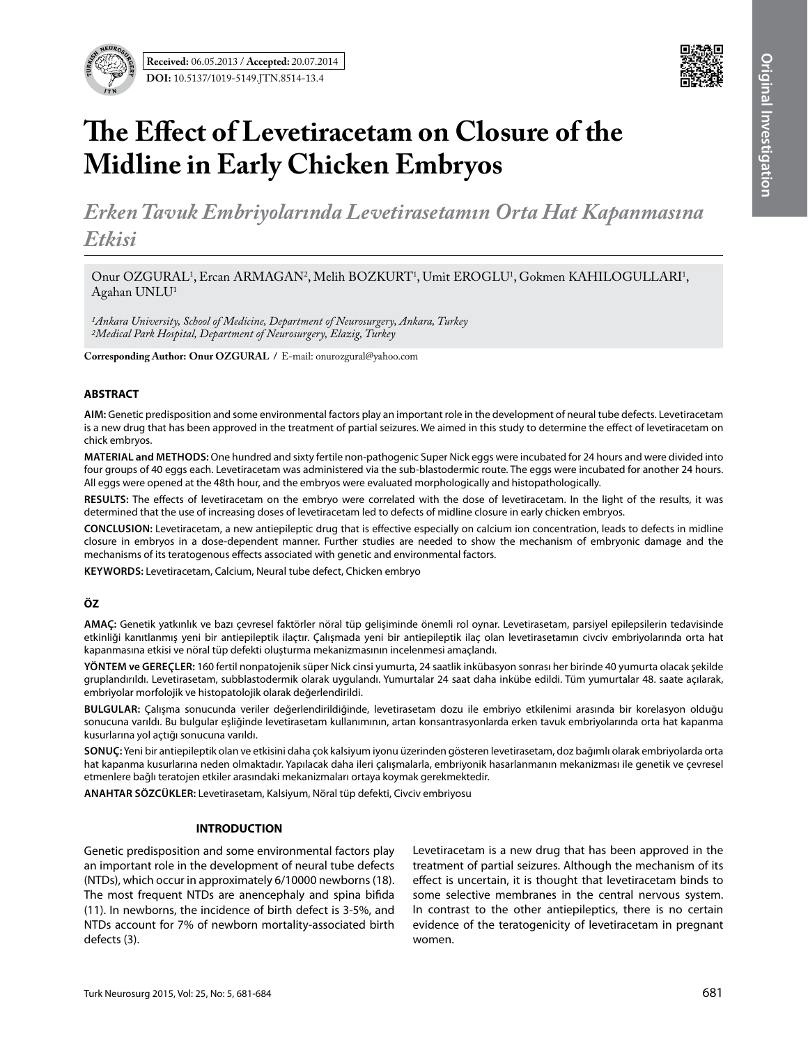**Received:** 06.05.2013 / **Accepted:** 20.07.2014

**DOI:** 10.5137/1019-5149.JTN.8514-13.4

Original Investigation

# The Effect of Levetiracetam on Closure of the Midline in Early Chicken Embryos

## *Erken Tavuk Embriyolarında Levetirasetamın Orta Hat Kapanmasına Etkisi*

Onur OZGURAL[1], Ercan ARMAGAN[2], Melih BOZKURT[1], Umit EROGLU[1], Gokmen KAHILOGULLARI[1], Agahan UNLU[1]

*[1]Ankara University, School of Medicine, Department of Neurosurgery, Ankara, Turkey*
*[2]Medical Park Hospital, Department of Neurosurgery, Elazig, Turkey*

**Corresponding Author: Onur OZGURAL /** E-mail: onurozgural@yahoo.com

## ABSTRACT

**AIM:** Genetic predisposition and some environmental factors play an important role in the development of neural tube defects. Levetiracetam is a new drug that has been approved in the treatment of partial seizures. We aimed in this study to determine the effect of levetiracetam on chick embryos.

**MATERIAL and METHODS:** One hundred and sixty fertile non-pathogenic Super Nick eggs were incubated for 24 hours and were divided into four groups of 40 eggs each. Levetiracetam was administered via the sub-blastodermic route. The eggs were incubated for another 24 hours. All eggs were opened at the 48th hour, and the embryos were evaluated morphologically and histopathologically.

**RESULTS:** The effects of levetiracetam on the embryo were correlated with the dose of levetiracetam. In the light of the results, it was determined that the use of increasing doses of levetiracetam led to defects of midline closure in early chicken embryos.

**CONCLUSION:** Levetiracetam, a new antiepileptic drug that is effective especially on calcium ion concentration, leads to defects in midline closure in embryos in a dose-dependent manner. Further studies are needed to show the mechanism of embryonic damage and the mechanisms of its teratogenous effects associated with genetic and environmental factors.

**KEYWORDS:** Levetiracetam, Calcium, Neural tube defect, Chicken embryo

## ÖZ

**AMAÇ:** Genetik yatkınlık ve bazı çevresel faktörler nöral tüp gelişiminde önemli rol oynar. Levetirasetam, parsiyel epilepsilerin tedavisinde etkinliği kanıtlanmış yeni bir antiepileptik ilaçtır. Çalışmada yeni bir antiepileptik ilaç olan levetirasetamın civciv embriyolarında orta hat kapanmasına etkisi ve nöral tüp defekti oluşturma mekanizmasının incelenmesi amaçlandı.

**YÖNTEM ve GEREÇLER:** 160 fertil nonpatojenik süper Nick cinsi yumurta, 24 saatlik inkübasyon sonrası her birinde 40 yumurta olacak şekilde gruplandırıldı. Levetirasetam, subblastodermik olarak uygulandı. Yumurtalar 24 saat daha inkübe edildi. Tüm yumurtalar 48. saate açılarak, embriyolar morfolojik ve histopatolojik olarak değerlendirildi.

**BULGULAR:** Çalışma sonucunda veriler değerlendirildiğinde, levetirasetam dozu ile embriyo etkilenimi arasında bir korelasyon olduğu sonucuna varıldı. Bu bulgular eşliğinde levetirasetam kullanımının, artan konsantrasyonlarda erken tavuk embriyolarında orta hat kapanma kusurlarına yol açtığı sonucuna varıldı.

**SONUÇ:** Yeni bir antiepileptik olan ve etkisini daha çok kalsiyum iyonu üzerinden gösteren levetirasetam, doz bağımlı olarak embriyolarda orta hat kapanma kusurlarına neden olmaktadır. Yapılacak daha ileri çalışmalarla, embriyonik hasarlanmanın mekanizması ile genetik ve çevresel etmenlere bağlı teratojen etkiler arasındaki mekanizmaları ortaya koymak gerekmektedir.

**ANAHTAR SÖZCÜKLER:** Levetirasetam, Kalsiyum, Nöral tüp defekti, Civciv embriyosu

## INTRODUCTION

Genetic predisposition and some environmental factors play an important role in the development of neural tube defects (NTDs), which occur in approximately 6/10000 newborns (18). The most frequent NTDs are anencephaly and spina bifida (11). In newborns, the incidence of birth defect is 3-5%, and NTDs account for 7% of newborn mortality-associated birth defects (3).

Levetiracetam is a new drug that has been approved in the treatment of partial seizures. Although the mechanism of its effect is uncertain, it is thought that levetiracetam binds to some selective membranes in the central nervous system. In contrast to the other antiepileptics, there is no certain evidence of the teratogenicity of levetiracetam in pregnant women.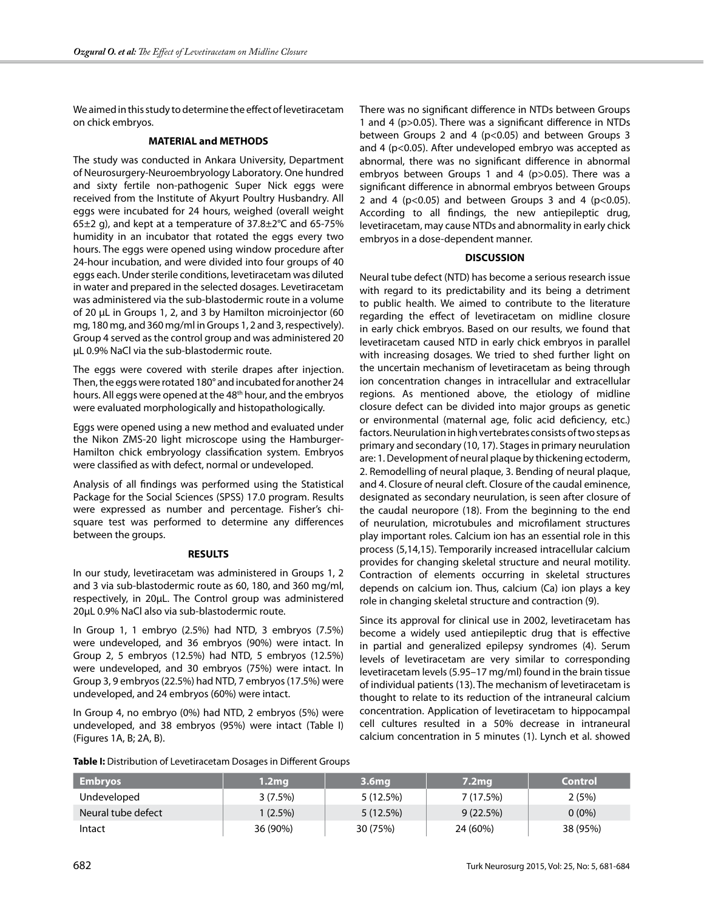We aimed in this study to determine the effect of levetiracetam on chick embryos.

## MATERIAL and METHODS

The study was conducted in Ankara University, Department of Neurosurgery-Neuroembryology Laboratory. One hundred and sixty fertile non-pathogenic Super Nick eggs were received from the Institute of Akyurt Poultry Husbandry. All eggs were incubated for 24 hours, weighed (overall weight 65±2 g), and kept at a temperature of 37.8±2°C and 65-75% humidity in an incubator that rotated the eggs every two hours. The eggs were opened using window procedure after 24-hour incubation, and were divided into four groups of 40 eggs each. Under sterile conditions, levetiracetam was diluted in water and prepared in the selected dosages. Levetiracetam was administered via the sub-blastodermic route in a volume of 20 µL in Groups 1, 2, and 3 by Hamilton microinjector (60 mg, 180 mg, and 360 mg/ml in Groups 1, 2 and 3, respectively). Group 4 served as the control group and was administered 20 µL 0.9% NaCl via the sub-blastodermic route.

The eggs were covered with sterile drapes after injection. Then, the eggs were rotated 180° and incubated for another 24 hours. All eggs were opened at the 48th hour, and the embryos were evaluated morphologically and histopathologically.

Eggs were opened using a new method and evaluated under the Nikon ZMS-20 light microscope using the Hamburger-Hamilton chick embryology classification system. Embryos were classified as with defect, normal or undeveloped.

Analysis of all findings was performed using the Statistical Package for the Social Sciences (SPSS) 17.0 program. Results were expressed as number and percentage. Fisher's chi-square test was performed to determine any differences between the groups.

## RESULTS

In our study, levetiracetam was administered in Groups 1, 2 and 3 via sub-blastodermic route as 60, 180, and 360 mg/ml, respectively, in 20µL. The Control group was administered 20µL 0.9% NaCl also via sub-blastodermic route.

In Group 1, 1 embryo (2.5%) had NTD, 3 embryos (7.5%) were undeveloped, and 36 embryos (90%) were intact. In Group 2, 5 embryos (12.5%) had NTD, 5 embryos (12.5%) were undeveloped, and 30 embryos (75%) were intact. In Group 3, 9 embryos (22.5%) had NTD, 7 embryos (17.5%) were undeveloped, and 24 embryos (60%) were intact.

In Group 4, no embryo (0%) had NTD, 2 embryos (5%) were undeveloped, and 38 embryos (95%) were intact (Table I) (Figures 1A, B; 2A, B).

There was no significant difference in NTDs between Groups 1 and 4 ($p>0.05$). There was a significant difference in NTDs between Groups 2 and 4 ($p<0.05$) and between Groups 3 and 4 ($p<0.05$). After undeveloped embryo was accepted as abnormal, there was no significant difference in abnormal embryos between Groups 1 and 4 ($p>0.05$). There was a significant difference in abnormal embryos between Groups 2 and 4 ($p<0.05$) and between Groups 3 and 4 ($p<0.05$). According to all findings, the new antiepileptic drug, levetiracetam, may cause NTDs and abnormality in early chick embryos in a dose-dependent manner.

## DISCUSSION

Neural tube defect (NTD) has become a serious research issue with regard to its predictability and its being a detriment to public health. We aimed to contribute to the literature regarding the effect of levetiracetam on midline closure in early chick embryos. Based on our results, we found that levetiracetam caused NTD in early chick embryos in parallel with increasing dosages. We tried to shed further light on the uncertain mechanism of levetiracetam as being through ion concentration changes in intracellular and extracellular regions. As mentioned above, the etiology of midline closure defect can be divided into major groups as genetic or environmental (maternal age, folic acid deficiency, etc.) factors. Neurulation in high vertebrates consists of two steps as primary and secondary (10, 17). Stages in primary neurulation are: 1. Development of neural plaque by thickening ectoderm, 2. Remodelling of neural plaque, 3. Bending of neural plaque, and 4. Closure of neural cleft. Closure of the caudal eminence, designated as secondary neurulation, is seen after closure of the caudal neuropore (18). From the beginning to the end of neurulation, microtubules and microfilament structures play important roles. Calcium ion has an essential role in this process (5,14,15). Temporarily increased intracellular calcium provides for changing skeletal structure and neural motility. Contraction of elements occurring in skeletal structures depends on calcium ion. Thus, calcium (Ca) ion plays a key role in changing skeletal structure and contraction (9).

Since its approval for clinical use in 2002, levetiracetam has become a widely used antiepileptic drug that is effective in partial and generalized epilepsy syndromes (4). Serum levels of levetiracetam are very similar to corresponding levetiracetam levels (5.95–17 mg/ml) found in the brain tissue of individual patients (13). The mechanism of levetiracetam is thought to relate to its reduction of the intraneural calcium concentration. Application of levetiracetam to hippocampal cell cultures resulted in a 50% decrease in intraneural calcium concentration in 5 minutes (1). Lynch et al. showed

**Table I:** Distribution of Levetiracetam Dosages in Different Groups

| Embryos | 1.2mg | 3.6mg | 7.2mg | Control |
|---|---|---|---|---|
| Undeveloped | 3 (7.5%) | 5 (12.5%) | 7 (17.5%) | 2 (5%) |
| Neural tube defect | 1 (2.5%) | 5 (12.5%) | 9 (22.5%) | 0 (0%) |
| Intact | 36 (90%) | 30 (75%) | 24 (60%) | 38 (95%) |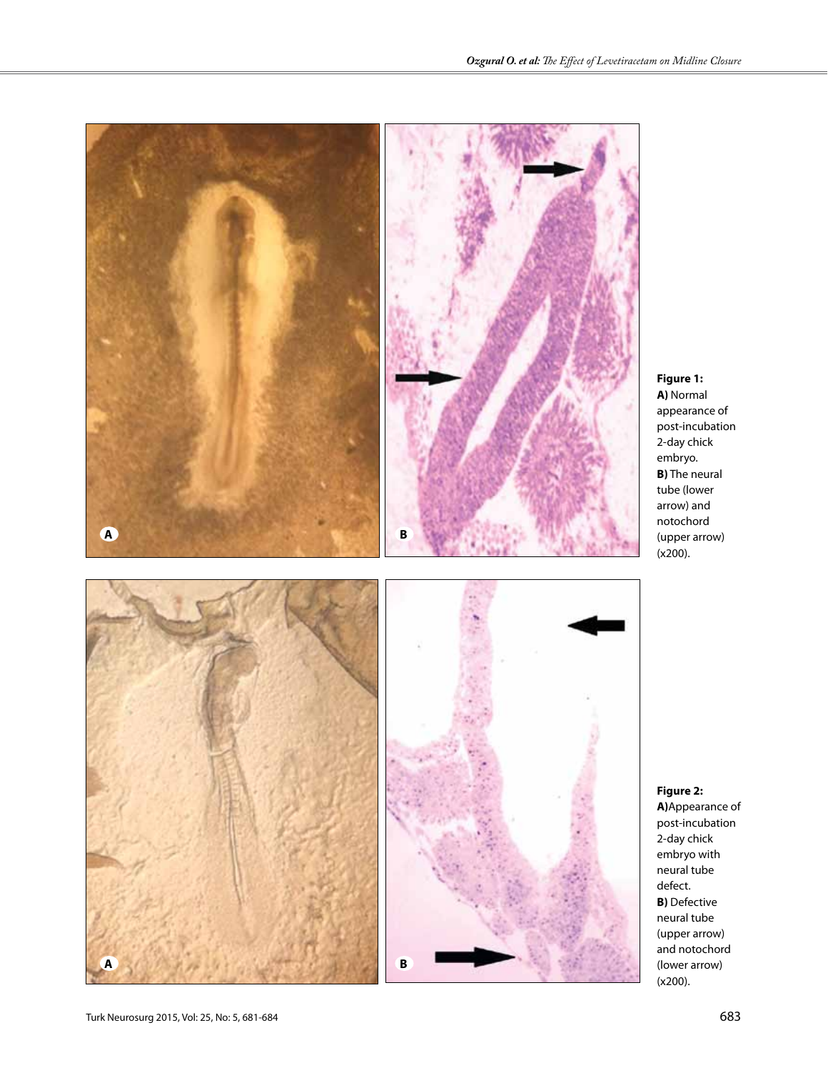**Figure 1:** **A)** Normal appearance of post-incubation 2-day chick embryo. **B)** The neural tube (lower arrow) and notochord (upper arrow) (x200).

**Figure 2:** **A)** Appearance of post-incubation 2-day chick embryo with neural tube defect. **B)** Defective neural tube (upper arrow) and notochord (lower arrow) (x200).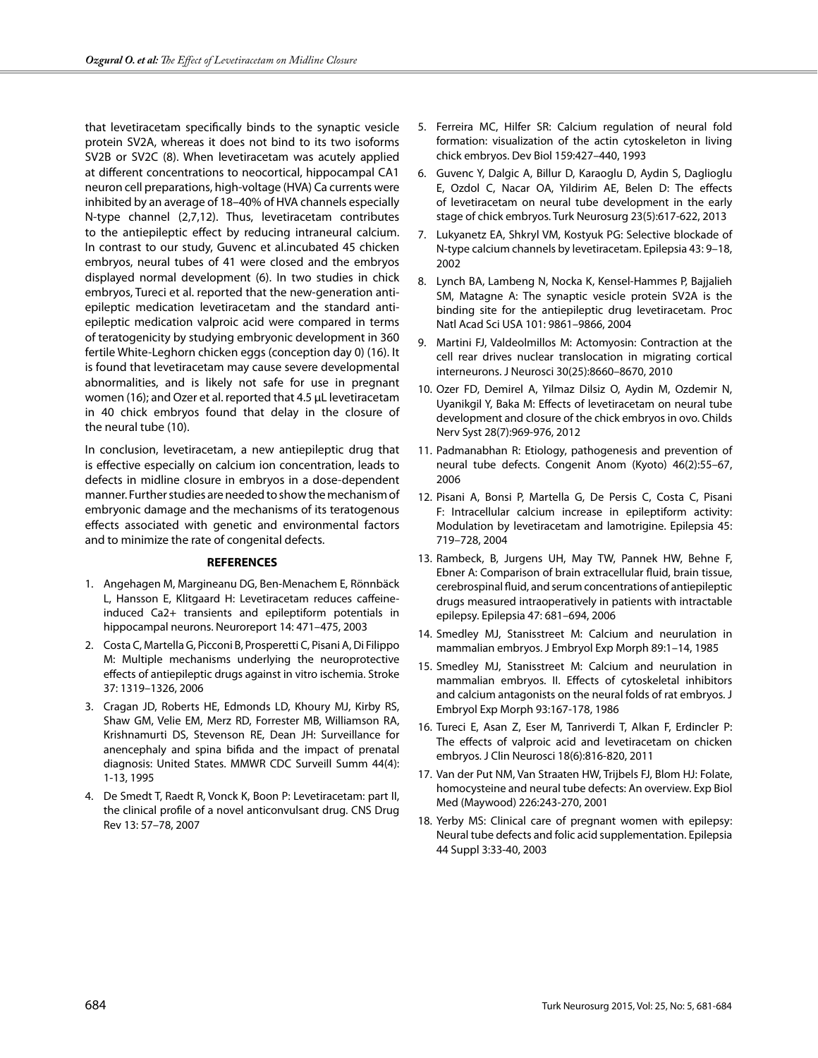that levetiracetam specifically binds to the synaptic vesicle protein SV2A, whereas it does not bind to its two isoforms SV2B or SV2C (8). When levetiracetam was acutely applied at different concentrations to neocortical, hippocampal CA1 neuron cell preparations, high-voltage (HVA) Ca currents were inhibited by an average of 18–40% of HVA channels especially N-type channel (2,7,12). Thus, levetiracetam contributes to the antiepileptic effect by reducing intraneural calcium. In contrast to our study, Guvenc et al.incubated 45 chicken embryos, neural tubes of 41 were closed and the embryos displayed normal development (6). In two studies in chick embryos, Tureci et al. reported that the new-generation anti-epileptic medication levetiracetam and the standard anti-epileptic medication valproic acid were compared in terms of teratogenicity by studying embryonic development in 360 fertile White-Leghorn chicken eggs (conception day 0) (16). It is found that levetiracetam may cause severe developmental abnormalities, and is likely not safe for use in pregnant women (16); and Ozer et al. reported that 4.5 µL levetiracetam in 40 chick embryos found that delay in the closure of the neural tube (10).

In conclusion, levetiracetam, a new antiepileptic drug that is effective especially on calcium ion concentration, leads to defects in midline closure in embryos in a dose-dependent manner. Further studies are needed to show the mechanism of embryonic damage and the mechanisms of its teratogenous effects associated with genetic and environmental factors and to minimize the rate of congenital defects.

## REFERENCES

1. Angehagen M, Margineanu DG, Ben-Menachem E, Rönnbäck L, Hansson E, Klitgaard H: Levetiracetam reduces caffeine-induced Ca2+ transients and epileptiform potentials in hippocampal neurons. Neuroreport 14: 471–475, 2003
2. Costa C, Martella G, Picconi B, Prosperetti C, Pisani A, Di Filippo M: Multiple mechanisms underlying the neuroprotective effects of antiepileptic drugs against in vitro ischemia. Stroke 37: 1319–1326, 2006
3. Cragan JD, Roberts HE, Edmonds LD, Khoury MJ, Kirby RS, Shaw GM, Velie EM, Merz RD, Forrester MB, Williamson RA, Krishnamurti DS, Stevenson RE, Dean JH: Surveillance for anencephaly and spina bifida and the impact of prenatal diagnosis: United States. MMWR CDC Surveill Summ 44(4): 1-13, 1995
4. De Smedt T, Raedt R, Vonck K, Boon P: Levetiracetam: part II, the clinical profile of a novel anticonvulsant drug. CNS Drug Rev 13: 57–78, 2007
5. Ferreira MC, Hilfer SR: Calcium regulation of neural fold formation: visualization of the actin cytoskeleton in living chick embryos. Dev Biol 159:427–440, 1993
6. Guvenc Y, Dalgic A, Billur D, Karaoglu D, Aydin S, Daglioglu E, Ozdol C, Nacar OA, Yildirim AE, Belen D: The effects of levetiracetam on neural tube development in the early stage of chick embryos. Turk Neurosurg 23(5):617-622, 2013
7. Lukyanetz EA, Shkryl VM, Kostyuk PG: Selective blockade of N-type calcium channels by levetiracetam. Epilepsia 43: 9–18, 2002
8. Lynch BA, Lambeng N, Nocka K, Kensel-Hammes P, Bajjalieh SM, Matagne A: The synaptic vesicle protein SV2A is the binding site for the antiepileptic drug levetiracetam. Proc Natl Acad Sci USA 101: 9861–9866, 2004
9. Martini FJ, Valdeolmillos M: Actomyosin: Contraction at the cell rear drives nuclear translocation in migrating cortical interneurons. J Neurosci 30(25):8660–8670, 2010
10. Ozer FD, Demirel A, Yilmaz Dilsiz O, Aydin M, Ozdemir N, Uyanikgil Y, Baka M: Effects of levetiracetam on neural tube development and closure of the chick embryos in ovo. Childs Nerv Syst 28(7):969-976, 2012
11. Padmanabhan R: Etiology, pathogenesis and prevention of neural tube defects. Congenit Anom (Kyoto) 46(2):55–67, 2006
12. Pisani A, Bonsi P, Martella G, De Persis C, Costa C, Pisani F: Intracellular calcium increase in epileptiform activity: Modulation by levetiracetam and lamotrigine. Epilepsia 45: 719–728, 2004
13. Rambeck, B, Jurgens UH, May TW, Pannek HW, Behne F, Ebner A: Comparison of brain extracellular fluid, brain tissue, cerebrospinal fluid, and serum concentrations of antiepileptic drugs measured intraoperatively in patients with intractable epilepsy. Epilepsia 47: 681–694, 2006
14. Smedley MJ, Stanisstreet M: Calcium and neurulation in mammalian embryos. J Embryol Exp Morph 89:1–14, 1985
15. Smedley MJ, Stanisstreet M: Calcium and neurulation in mammalian embryos. II. Effects of cytoskeletal inhibitors and calcium antagonists on the neural folds of rat embryos. J Embryol Exp Morph 93:167-178, 1986
16. Tureci E, Asan Z, Eser M, Tanriverdi T, Alkan F, Erdincler P: The effects of valproic acid and levetiracetam on chicken embryos. J Clin Neurosci 18(6):816-820, 2011
17. Van der Put NM, Van Straaten HW, Trijbels FJ, Blom HJ: Folate, homocysteine and neural tube defects: An overview. Exp Biol Med (Maywood) 226:243-270, 2001
18. Yerby MS: Clinical care of pregnant women with epilepsy: Neural tube defects and folic acid supplementation. Epilepsia 44 Suppl 3:33-40, 2003